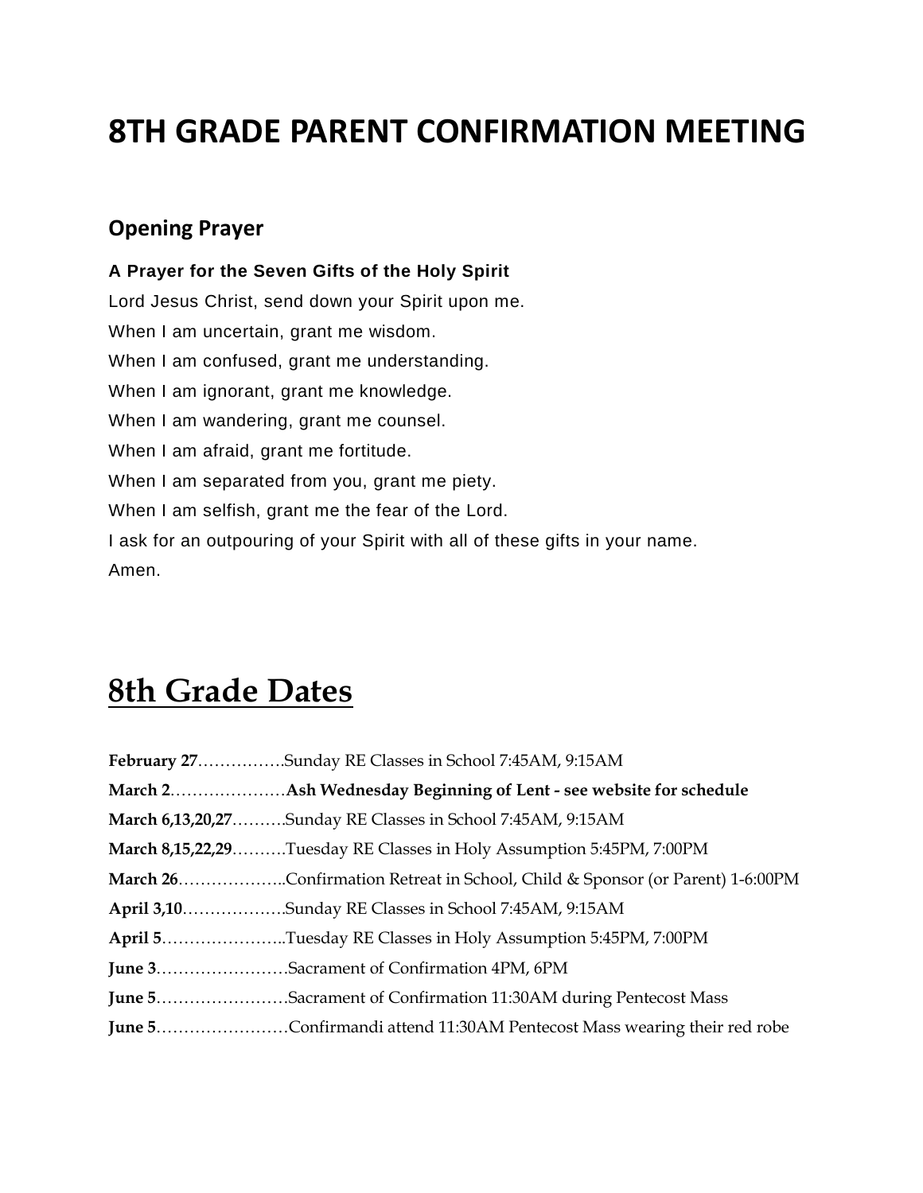# 8TH GRADE PARENT CONFIRMATION MEETING

## Opening Prayer

**A Prayer for the Seven Gifts of the Holy Spirit**

Lord Jesus Christ, send down your Spirit upon me.
When I am uncertain, grant me wisdom.
When I am confused, grant me understanding.
When I am ignorant, grant me knowledge.
When I am wandering, grant me counsel.
When I am afraid, grant me fortitude.
When I am separated from you, grant me piety.
When I am selfish, grant me the fear of the Lord.
I ask for an outpouring of your Spirit with all of these gifts in your name.
Amen.

# 8th Grade Dates

**February 27**…………….Sunday RE Classes in School 7:45AM, 9:15AM
**March 2**…………………**Ash Wednesday Beginning of Lent - see website for schedule**
**March 6,13,20,27**……….Sunday RE Classes in School 7:45AM, 9:15AM
**March 8,15,22,29**……….Tuesday RE Classes in Holy Assumption 5:45PM, 7:00PM
**March 26**………………..Confirmation Retreat in School, Child & Sponsor (or Parent) 1-6:00PM
**April 3,10**……………….Sunday RE Classes in School 7:45AM, 9:15AM
**April 5**…………………..Tuesday RE Classes in Holy Assumption 5:45PM, 7:00PM
**June 3**……………………Sacrament of Confirmation 4PM, 6PM
**June 5**……………………Sacrament of Confirmation 11:30AM during Pentecost Mass
**June 5**……………………Confirmandi attend 11:30AM Pentecost Mass wearing their red robe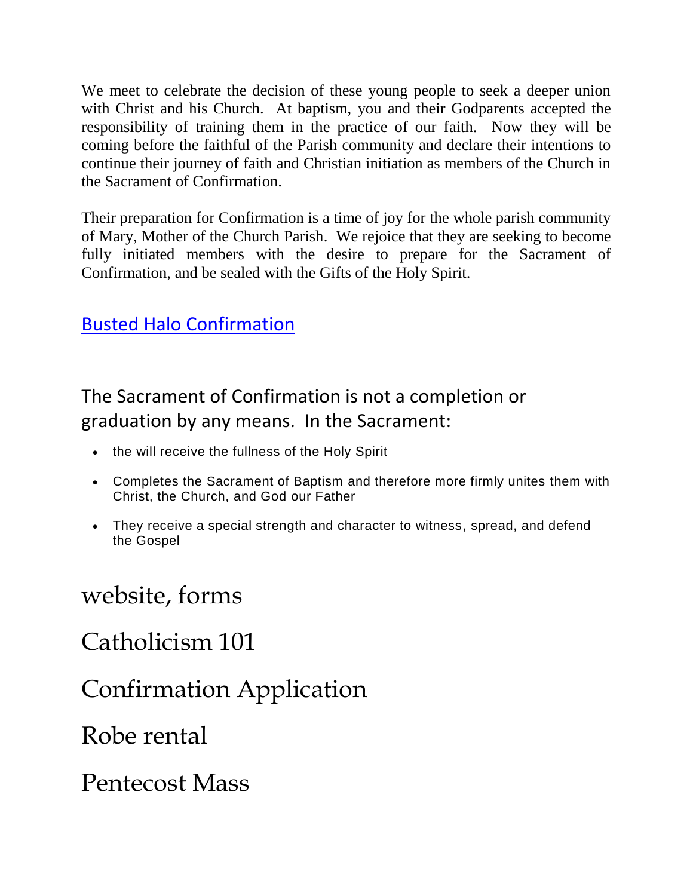We meet to celebrate the decision of these young people to seek a deeper union with Christ and his Church. At baptism, you and their Godparents accepted the responsibility of training them in the practice of our faith. Now they will be coming before the faithful of the Parish community and declare their intentions to continue their journey of faith and Christian initiation as members of the Church in the Sacrament of Confirmation.

Their preparation for Confirmation is a time of joy for the whole parish community of Mary, Mother of the Church Parish. We rejoice that they are seeking to become fully initiated members with the desire to prepare for the Sacrament of Confirmation, and be sealed with the Gifts of the Holy Spirit.

Busted Halo Confirmation

## The Sacrament of Confirmation is not a completion or graduation by any means. In the Sacrament:

- the will receive the fullness of the Holy Spirit
- Completes the Sacrament of Baptism and therefore more firmly unites them with Christ, the Church, and God our Father
- They receive a special strength and character to witness, spread, and defend the Gospel

# website, forms

# Catholicism 101

# Confirmation Application

# Robe rental

# Pentecost Mass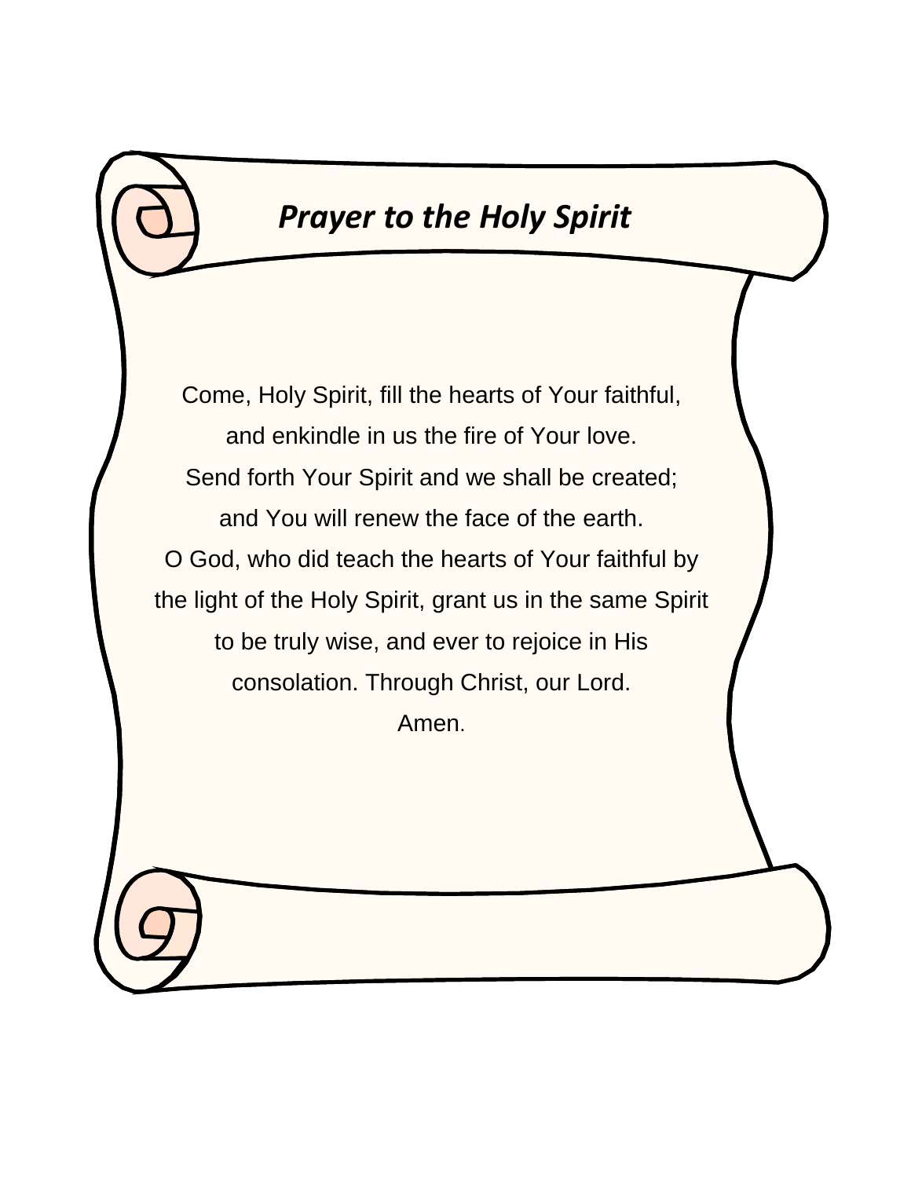# *Prayer to the Holy Spirit*

Come, Holy Spirit, fill the hearts of Your faithful,
and enkindle in us the fire of Your love.
Send forth Your Spirit and we shall be created;
and You will renew the face of the earth.
O God, who did teach the hearts of Your faithful by
the light of the Holy Spirit, grant us in the same Spirit
to be truly wise, and ever to rejoice in His
consolation. Through Christ, our Lord.
Amen.